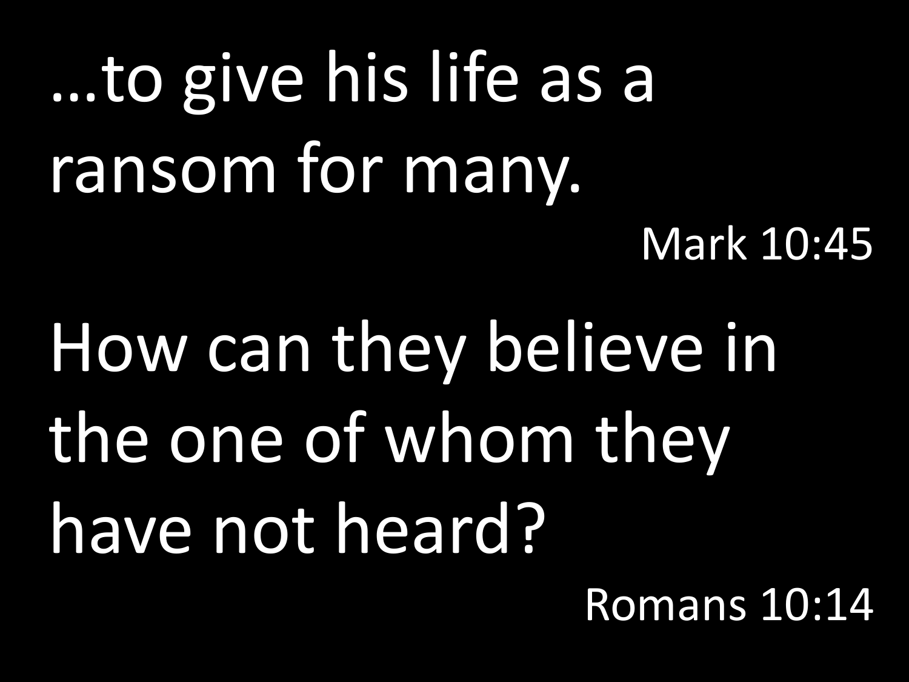…to give his life as a ransom for many.

Mark 10:45

How can they believe in the one of whom they have not heard?

Romans 10:14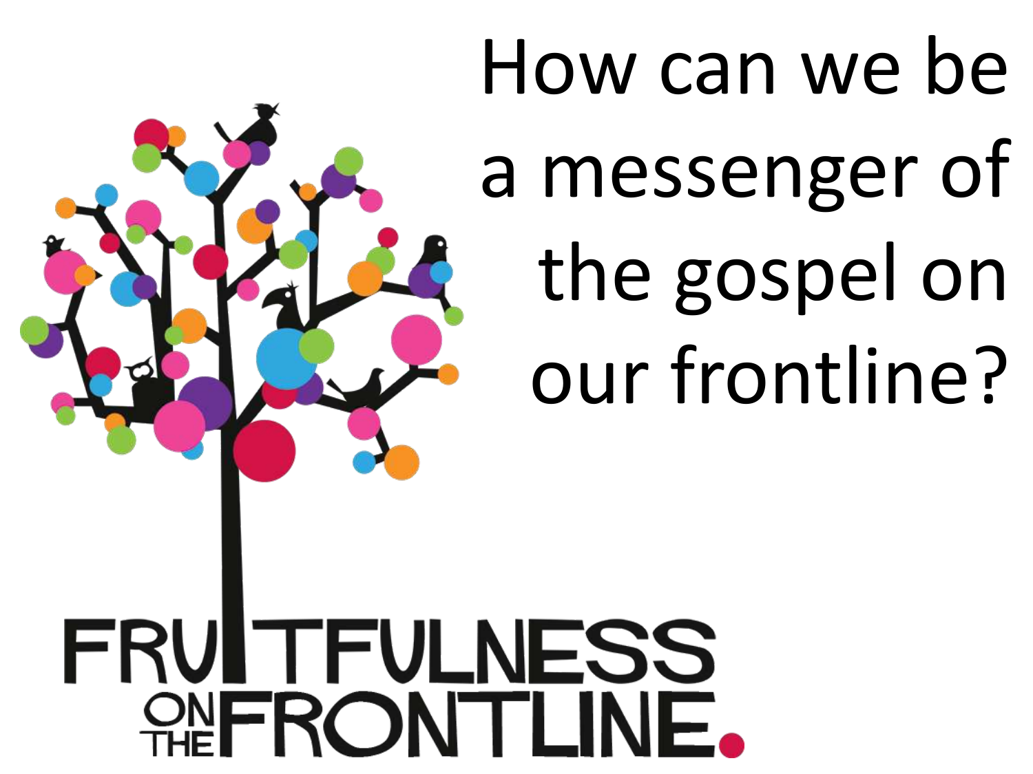# How can we be a messenger of the gospel on our frontline?

FRUITFULNESS ON THE FRONTLINE.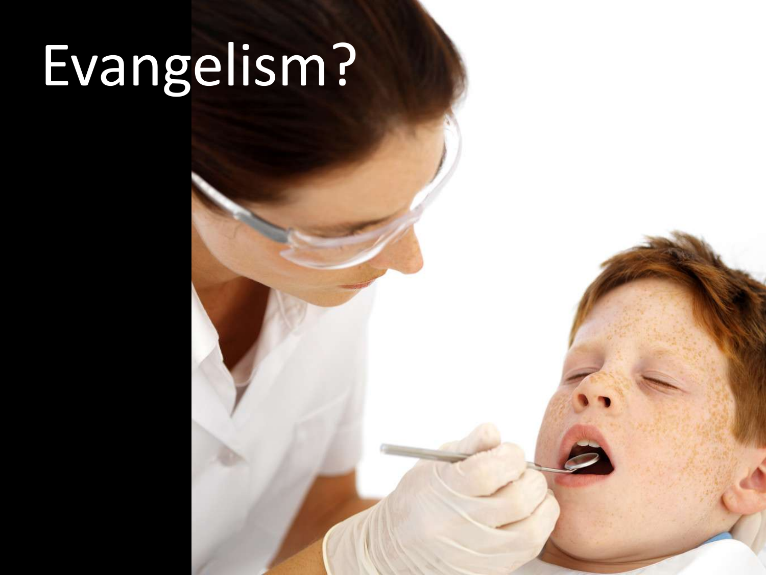# Evangelism?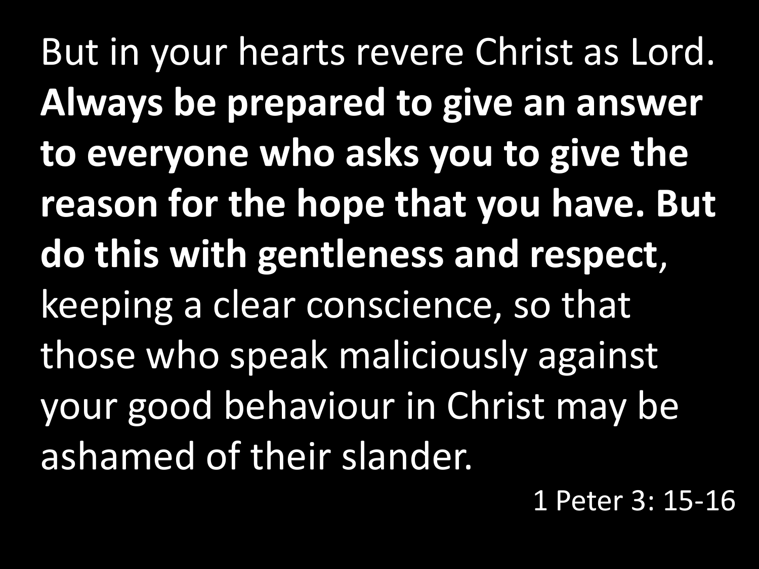But in your hearts revere Christ as Lord. **Always be prepared to give an answer to everyone who asks you to give the reason for the hope that you have. But do this with gentleness and respect**, keeping a clear conscience, so that those who speak maliciously against your good behaviour in Christ may be ashamed of their slander.

1 Peter 3: 15-16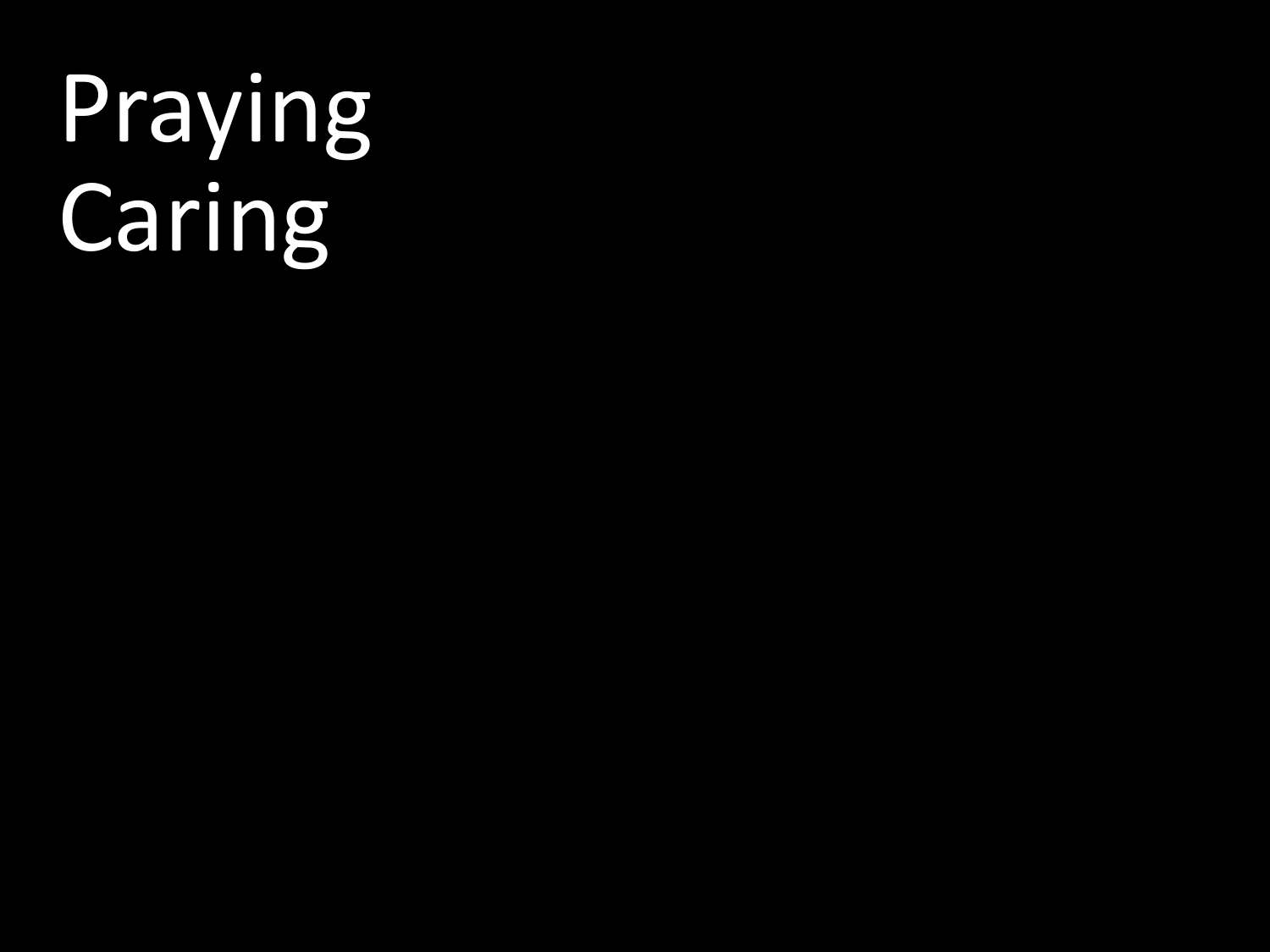Praying
Caring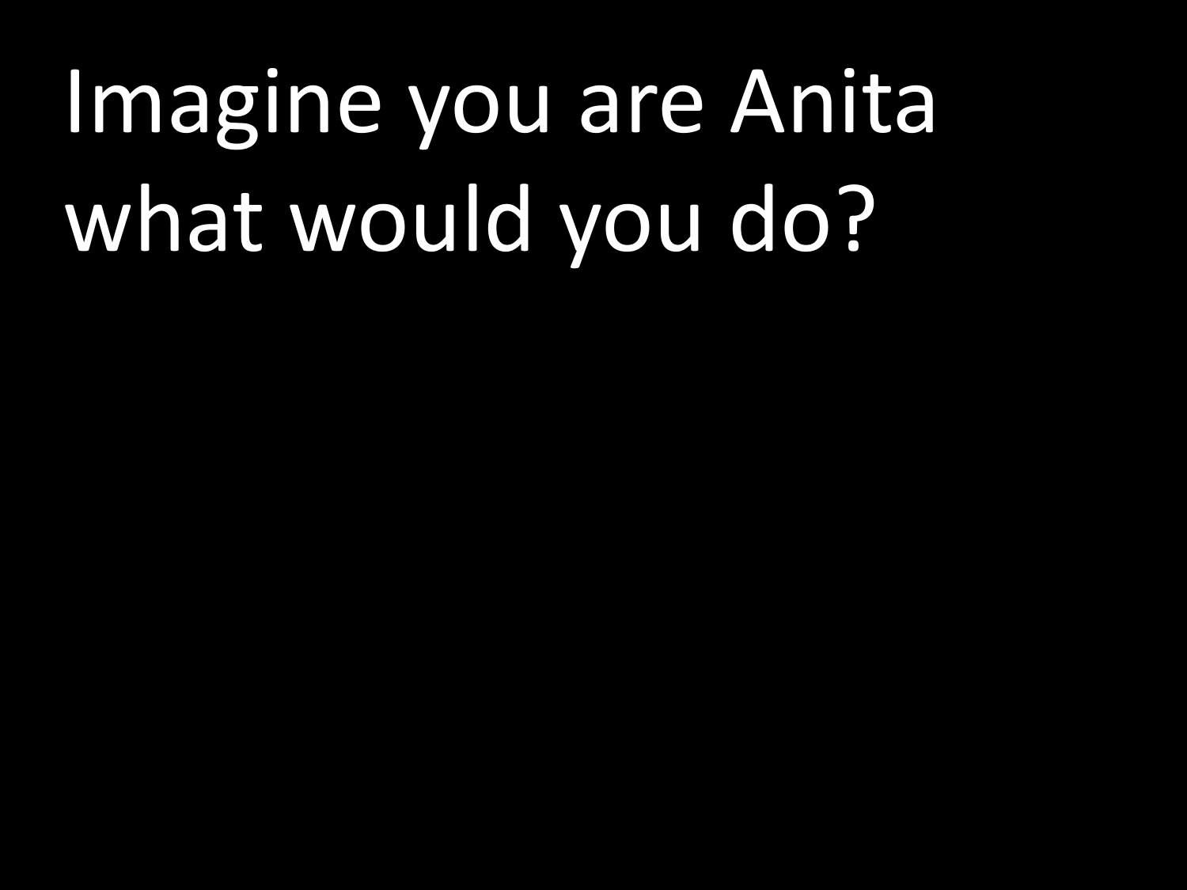# Imagine you are Anita what would you do?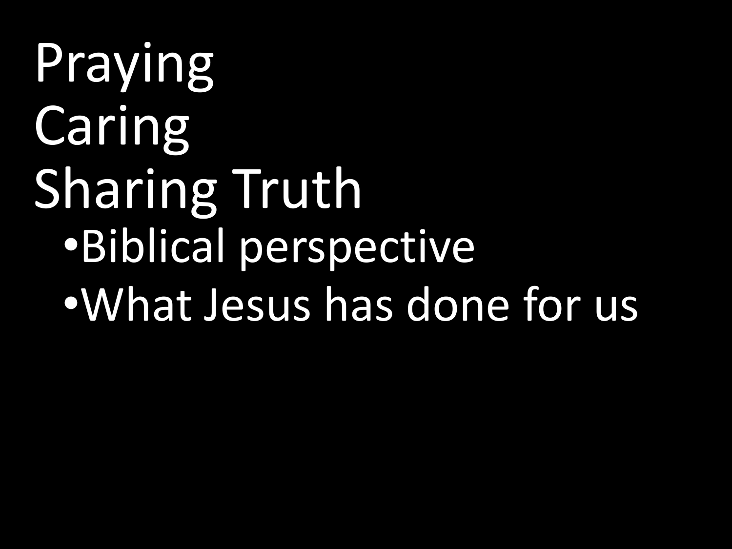Praying

Caring

Sharing Truth

- Biblical perspective
- What Jesus has done for us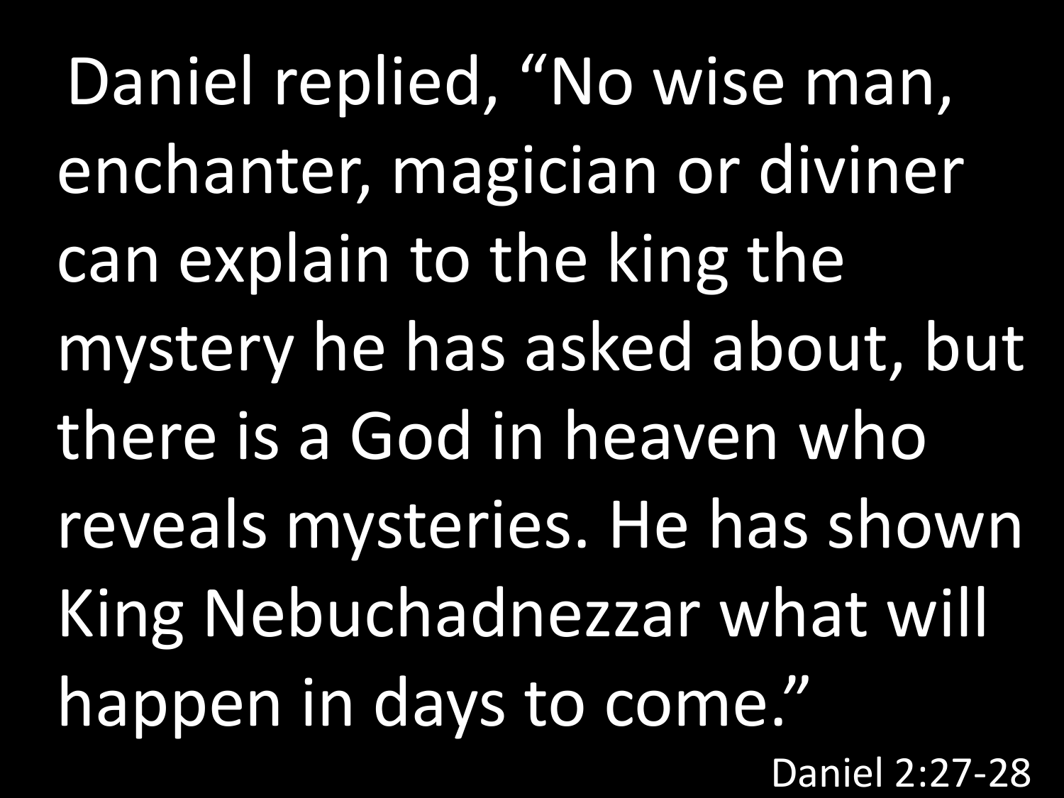Daniel replied, “No wise man, enchanter, magician or diviner can explain to the king the mystery he has asked about, but there is a God in heaven who reveals mysteries. He has shown King Nebuchadnezzar what will happen in days to come.”

Daniel 2:27-28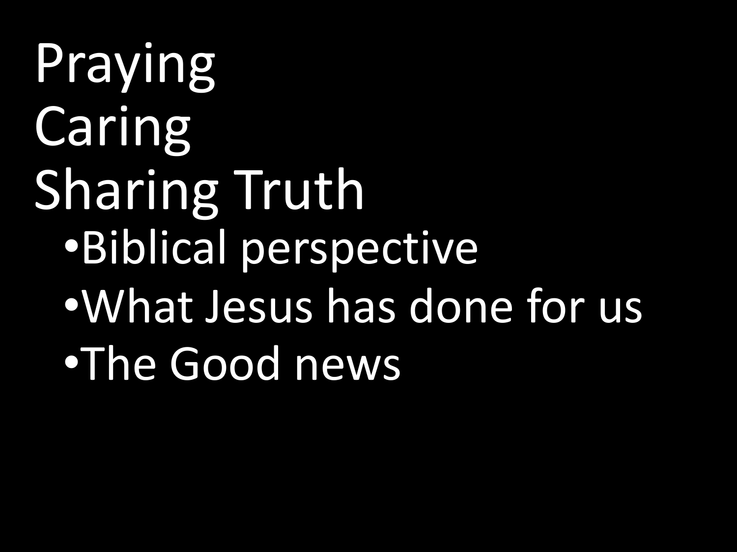Praying

Caring

Sharing Truth

- Biblical perspective
- What Jesus has done for us
- The Good news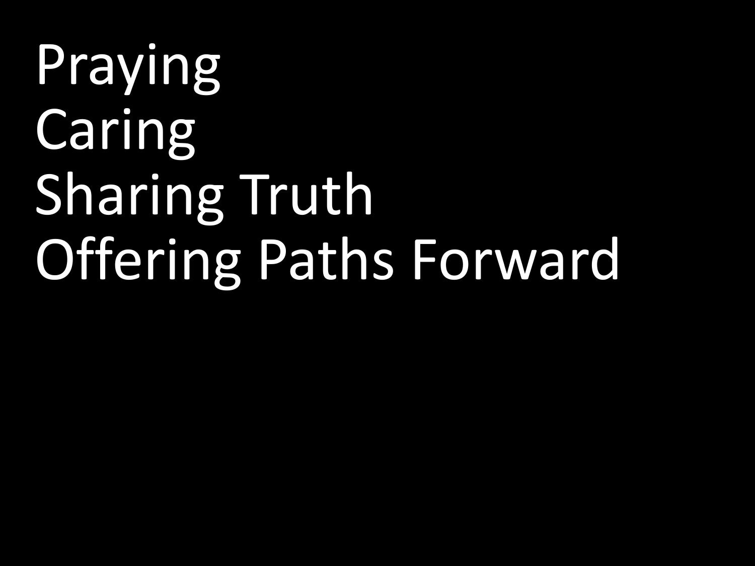Praying
Caring
Sharing Truth
Offering Paths Forward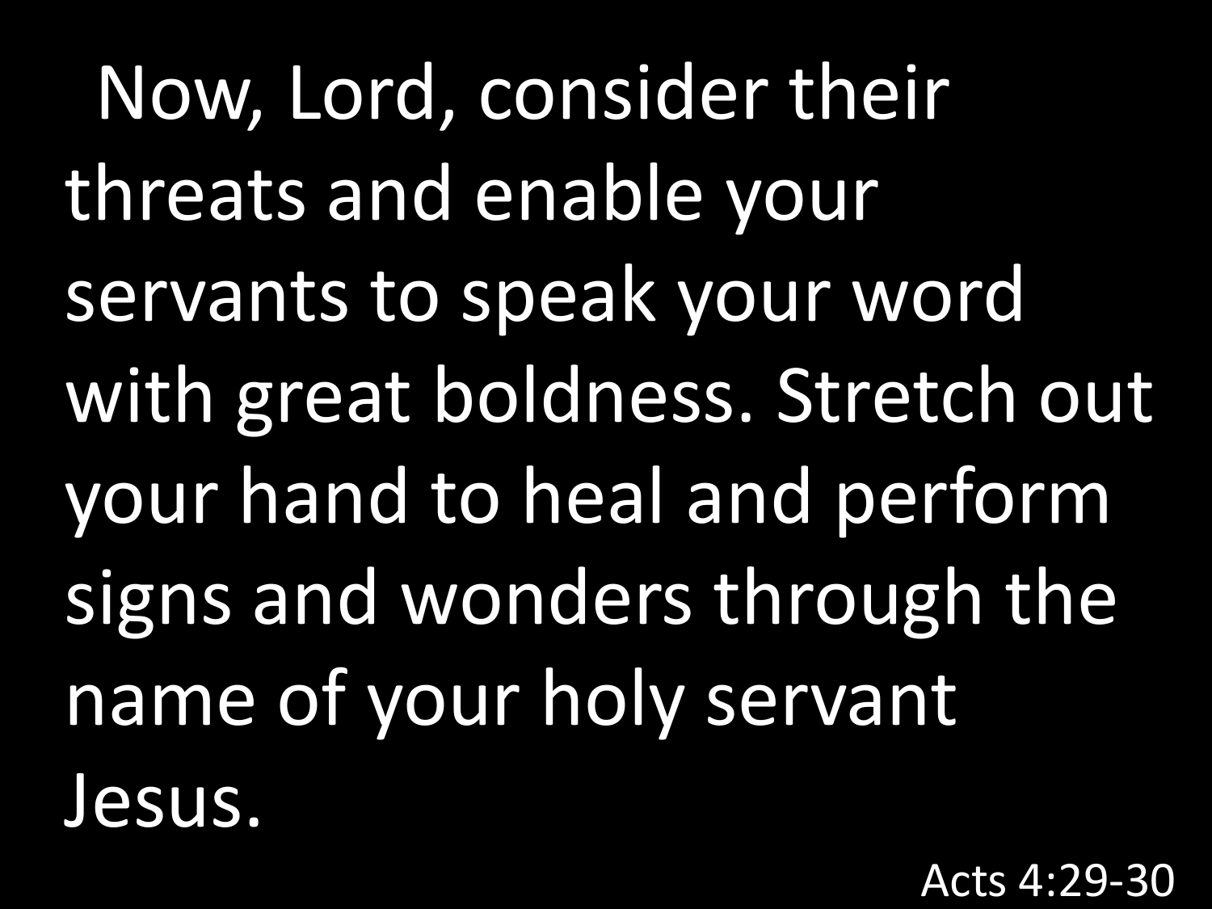Now, Lord, consider their threats and enable your servants to speak your word with great boldness. Stretch out your hand to heal and perform signs and wonders through the name of your holy servant Jesus.

Acts 4:29-30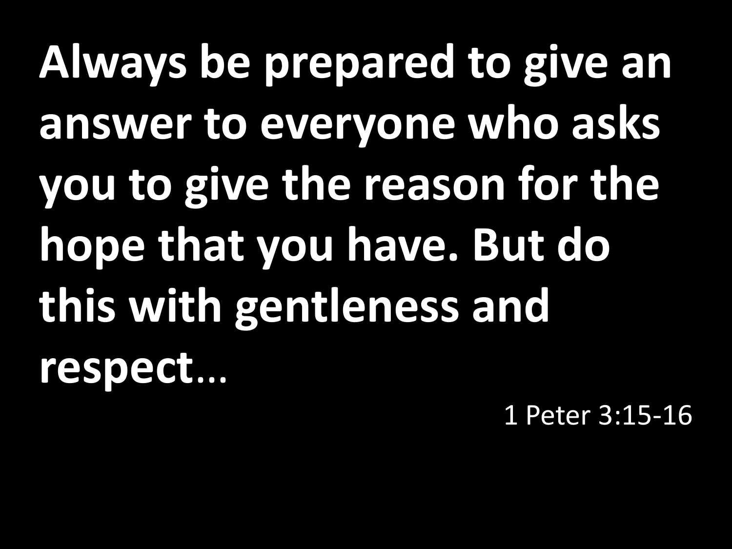**Always be prepared to give an answer to everyone who asks you to give the reason for the hope that you have. But do this with gentleness and respect…**

1 Peter 3:15-16